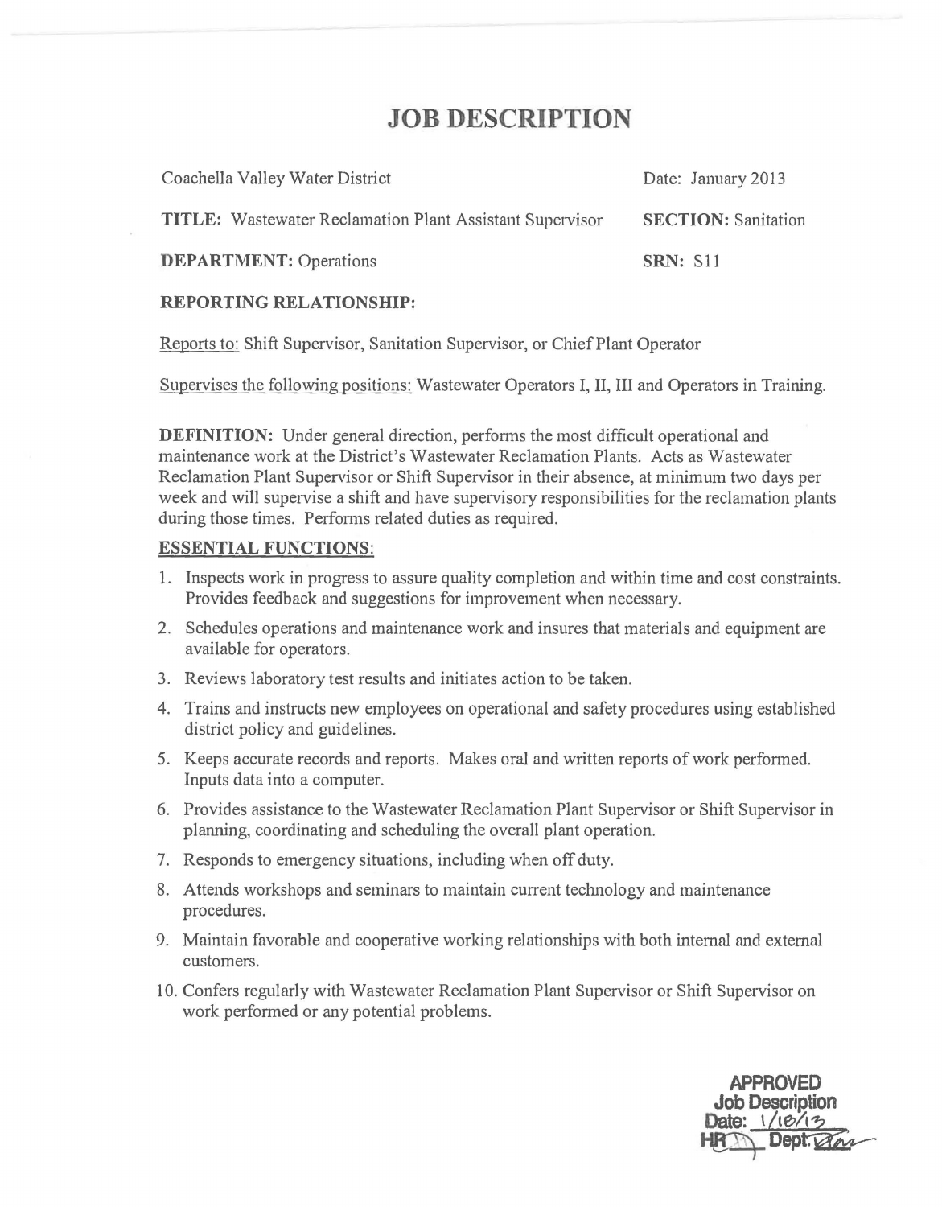# JOB DESCRIPTION

Coachella Valley Water District — Date: January 2013

**TITLE:** Wastewater Reclamation Plant Assistant Supervisor — **SECTION:** Sanitation

**DEPARTMENT:** Operations — **SRN:** S11

**REPORTING RELATIONSHIP:**

Reports to: Shift Supervisor, Sanitation Supervisor, or Chief Plant Operator

Supervises the following positions: Wastewater Operators I, II, III and Operators in Training.

**DEFINITION:** Under general direction, performs the most difficult operational and maintenance work at the District's Wastewater Reclamation Plants. Acts as Wastewater Reclamation Plant Supervisor or Shift Supervisor in their absence, at minimum two days per week and will supervise a shift and have supervisory responsibilities for the reclamation plants during those times. Performs related duties as required.

**ESSENTIAL FUNCTIONS:**

1. Inspects work in progress to assure quality completion and within time and cost constraints. Provides feedback and suggestions for improvement when necessary.
2. Schedules operations and maintenance work and insures that materials and equipment are available for operators.
3. Reviews laboratory test results and initiates action to be taken.
4. Trains and instructs new employees on operational and safety procedures using established district policy and guidelines.
5. Keeps accurate records and reports. Makes oral and written reports of work performed. Inputs data into a computer.
6. Provides assistance to the Wastewater Reclamation Plant Supervisor or Shift Supervisor in planning, coordinating and scheduling the overall plant operation.
7. Responds to emergency situations, including when off duty.
8. Attends workshops and seminars to maintain current technology and maintenance procedures.
9. Maintain favorable and cooperative working relationships with both internal and external customers.
10. Confers regularly with Wastewater Reclamation Plant Supervisor or Shift Supervisor on work performed or any potential problems.

APPROVED
Job Description
Date: 1/18/13
HR ___ Dept. ___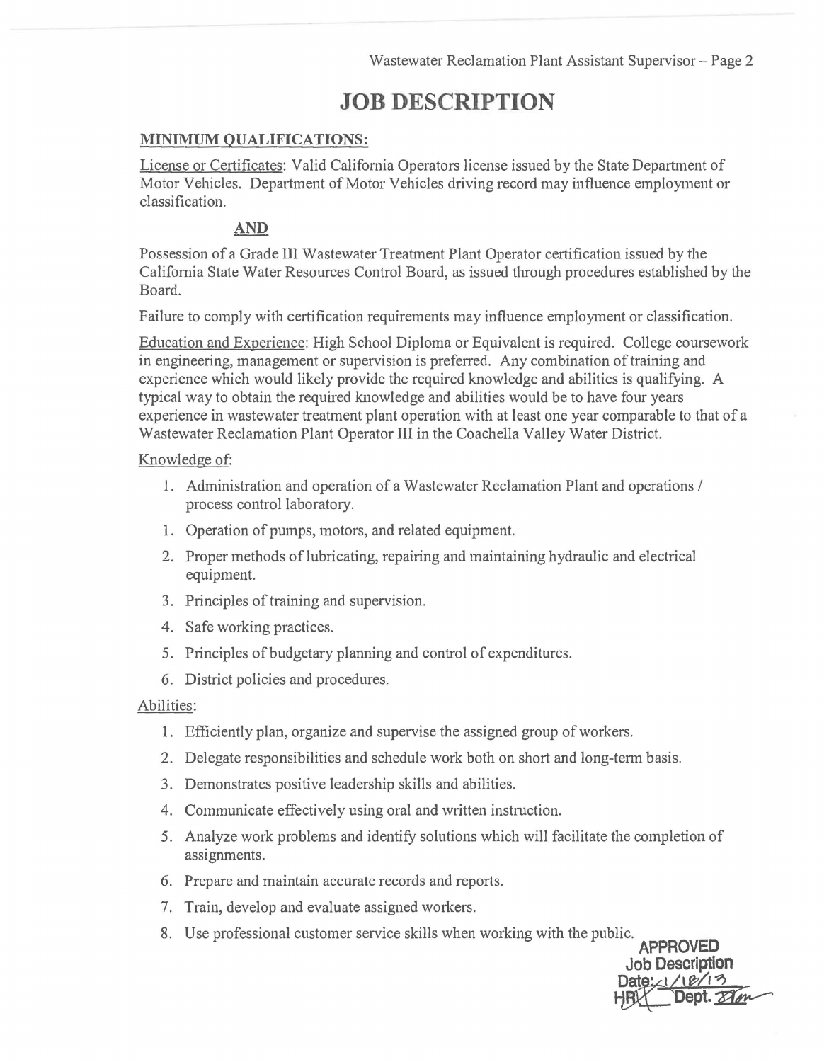# JOB DESCRIPTION

## MINIMUM QUALIFICATIONS:

License or Certificates: Valid California Operators license issued by the State Department of Motor Vehicles. Department of Motor Vehicles driving record may influence employment or classification.

**AND**

Possession of a Grade III Wastewater Treatment Plant Operator certification issued by the California State Water Resources Control Board, as issued through procedures established by the Board.

Failure to comply with certification requirements may influence employment or classification.

Education and Experience: High School Diploma or Equivalent is required. College coursework in engineering, management or supervision is preferred. Any combination of training and experience which would likely provide the required knowledge and abilities is qualifying. A typical way to obtain the required knowledge and abilities would be to have four years experience in wastewater treatment plant operation with at least one year comparable to that of a Wastewater Reclamation Plant Operator III in the Coachella Valley Water District.

Knowledge of:

1. Administration and operation of a Wastewater Reclamation Plant and operations / process control laboratory.
1. Operation of pumps, motors, and related equipment.
2. Proper methods of lubricating, repairing and maintaining hydraulic and electrical equipment.
3. Principles of training and supervision.
4. Safe working practices.
5. Principles of budgetary planning and control of expenditures.
6. District policies and procedures.

Abilities:

1. Efficiently plan, organize and supervise the assigned group of workers.
2. Delegate responsibilities and schedule work both on short and long-term basis.
3. Demonstrates positive leadership skills and abilities.
4. Communicate effectively using oral and written instruction.
5. Analyze work problems and identify solutions which will facilitate the completion of assignments.
6. Prepare and maintain accurate records and reports.
7. Train, develop and evaluate assigned workers.
8. Use professional customer service skills when working with the public.

APPROVED
Job Description
Date: 1/18/13
HR ___ Dept. ___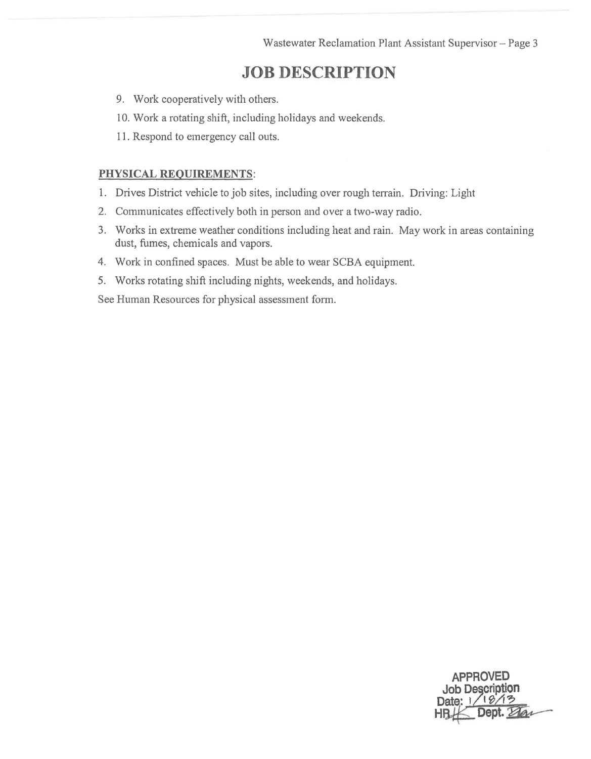# JOB DESCRIPTION

9. Work cooperatively with others.
10. Work a rotating shift, including holidays and weekends.
11. Respond to emergency call outs.

**PHYSICAL REQUIREMENTS**:

1. Drives District vehicle to job sites, including over rough terrain. Driving: Light
2. Communicates effectively both in person and over a two-way radio.
3. Works in extreme weather conditions including heat and rain. May work in areas containing dust, fumes, chemicals and vapors.
4. Work in confined spaces. Must be able to wear SCBA equipment.
5. Works rotating shift including nights, weekends, and holidays.

See Human Resources for physical assessment form.

APPROVED
Job Description
Date: 1/18/13
HR: \_\_\_ Dept. \_\_\_